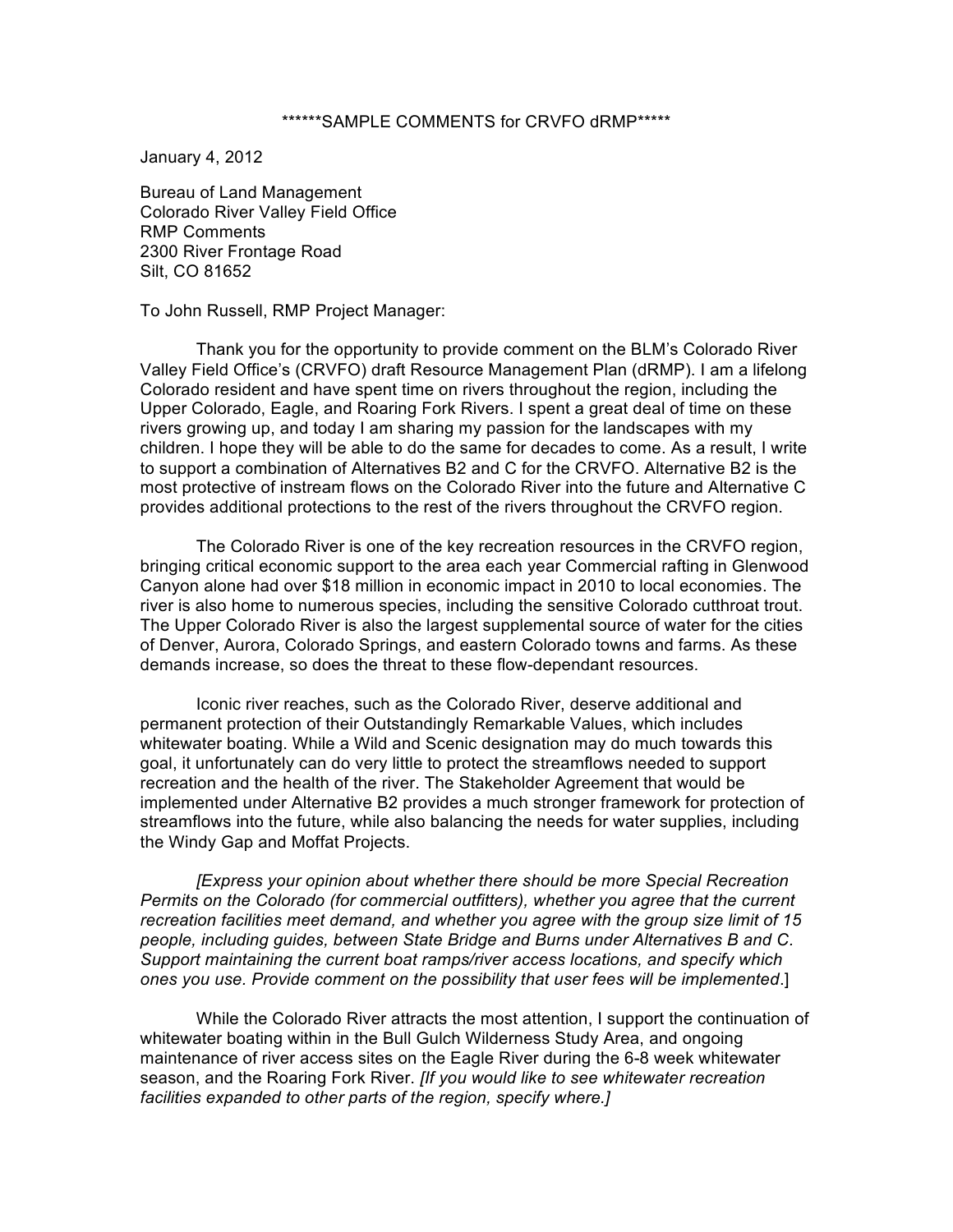******SAMPLE COMMENTS for CRVFO dRMP*****

January 4, 2012

Bureau of Land Management
Colorado River Valley Field Office
RMP Comments
2300 River Frontage Road
Silt, CO 81652

To John Russell, RMP Project Manager:

Thank you for the opportunity to provide comment on the BLM's Colorado River Valley Field Office's (CRVFO) draft Resource Management Plan (dRMP). I am a lifelong Colorado resident and have spent time on rivers throughout the region, including the Upper Colorado, Eagle, and Roaring Fork Rivers. I spent a great deal of time on these rivers growing up, and today I am sharing my passion for the landscapes with my children. I hope they will be able to do the same for decades to come. As a result, I write to support a combination of Alternatives B2 and C for the CRVFO. Alternative B2 is the most protective of instream flows on the Colorado River into the future and Alternative C provides additional protections to the rest of the rivers throughout the CRVFO region.

The Colorado River is one of the key recreation resources in the CRVFO region, bringing critical economic support to the area each year Commercial rafting in Glenwood Canyon alone had over $18 million in economic impact in 2010 to local economies. The river is also home to numerous species, including the sensitive Colorado cutthroat trout. The Upper Colorado River is also the largest supplemental source of water for the cities of Denver, Aurora, Colorado Springs, and eastern Colorado towns and farms. As these demands increase, so does the threat to these flow-dependant resources.

Iconic river reaches, such as the Colorado River, deserve additional and permanent protection of their Outstandingly Remarkable Values, which includes whitewater boating. While a Wild and Scenic designation may do much towards this goal, it unfortunately can do very little to protect the streamflows needed to support recreation and the health of the river. The Stakeholder Agreement that would be implemented under Alternative B2 provides a much stronger framework for protection of streamflows into the future, while also balancing the needs for water supplies, including the Windy Gap and Moffat Projects.

*[Express your opinion about whether there should be more Special Recreation Permits on the Colorado (for commercial outfitters), whether you agree that the current recreation facilities meet demand, and whether you agree with the group size limit of 15 people, including guides, between State Bridge and Burns under Alternatives B and C. Support maintaining the current boat ramps/river access locations, and specify which ones you use. Provide comment on the possibility that user fees will be implemented*.]

While the Colorado River attracts the most attention, I support the continuation of whitewater boating within in the Bull Gulch Wilderness Study Area, and ongoing maintenance of river access sites on the Eagle River during the 6-8 week whitewater season, and the Roaring Fork River. *[If you would like to see whitewater recreation facilities expanded to other parts of the region, specify where.]*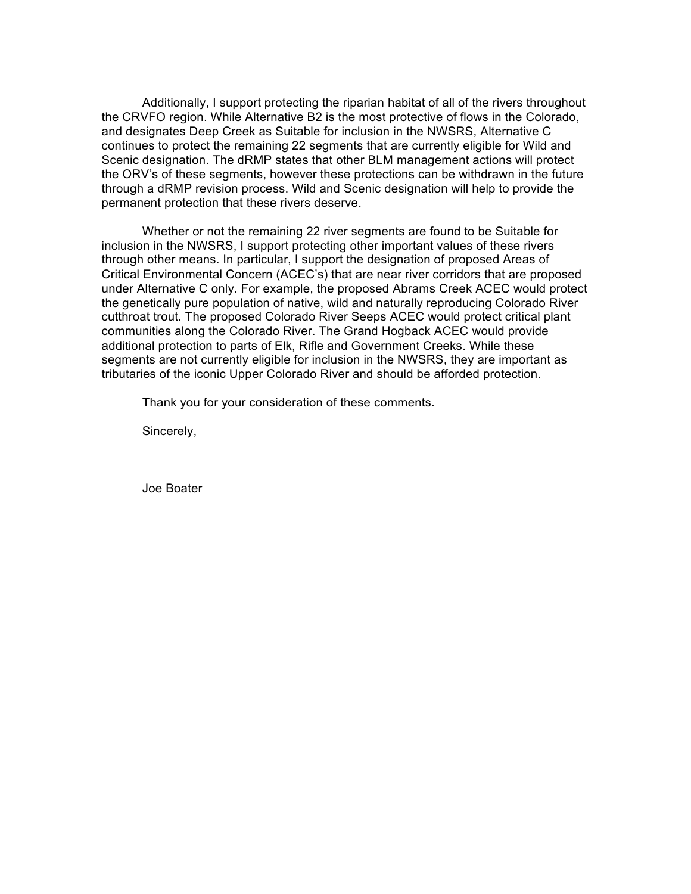Additionally, I support protecting the riparian habitat of all of the rivers throughout the CRVFO region. While Alternative B2 is the most protective of flows in the Colorado, and designates Deep Creek as Suitable for inclusion in the NWSRS, Alternative C continues to protect the remaining 22 segments that are currently eligible for Wild and Scenic designation. The dRMP states that other BLM management actions will protect the ORV's of these segments, however these protections can be withdrawn in the future through a dRMP revision process. Wild and Scenic designation will help to provide the permanent protection that these rivers deserve.

Whether or not the remaining 22 river segments are found to be Suitable for inclusion in the NWSRS, I support protecting other important values of these rivers through other means. In particular, I support the designation of proposed Areas of Critical Environmental Concern (ACEC's) that are near river corridors that are proposed under Alternative C only. For example, the proposed Abrams Creek ACEC would protect the genetically pure population of native, wild and naturally reproducing Colorado River cutthroat trout. The proposed Colorado River Seeps ACEC would protect critical plant communities along the Colorado River. The Grand Hogback ACEC would provide additional protection to parts of Elk, Rifle and Government Creeks. While these segments are not currently eligible for inclusion in the NWSRS, they are important as tributaries of the iconic Upper Colorado River and should be afforded protection.

Thank you for your consideration of these comments.

Sincerely,

Joe Boater